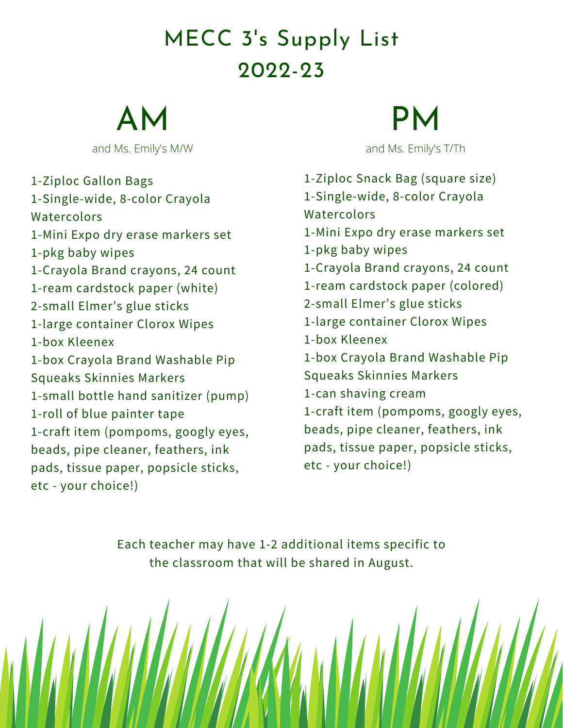# MECC 3's Supply List
# 2022-23

## AM

and Ms. Emily's M/W

1-Ziploc Gallon Bags
1-Single-wide, 8-color Crayola Watercolors
1-Mini Expo dry erase markers set
1-pkg baby wipes
1-Crayola Brand crayons, 24 count
1-ream cardstock paper (white)
2-small Elmer's glue sticks
1-large container Clorox Wipes
1-box Kleenex
1-box Crayola Brand Washable Pip Squeaks Skinnies Markers
1-small bottle hand sanitizer (pump)
1-roll of blue painter tape
1-craft item (pompoms, googly eyes, beads, pipe cleaner, feathers, ink pads, tissue paper, popsicle sticks, etc - your choice!)

## PM

and Ms. Emily's T/Th

1-Ziploc Snack Bag (square size)
1-Single-wide, 8-color Crayola Watercolors
1-Mini Expo dry erase markers set
1-pkg baby wipes
1-Crayola Brand crayons, 24 count
1-ream cardstock paper (colored)
2-small Elmer's glue sticks
1-large container Clorox Wipes
1-box Kleenex
1-box Crayola Brand Washable Pip Squeaks Skinnies Markers
1-can shaving cream
1-craft item (pompoms, googly eyes, beads, pipe cleaner, feathers, ink pads, tissue paper, popsicle sticks, etc - your choice!)

Each teacher may have 1-2 additional items specific to the classroom that will be shared in August.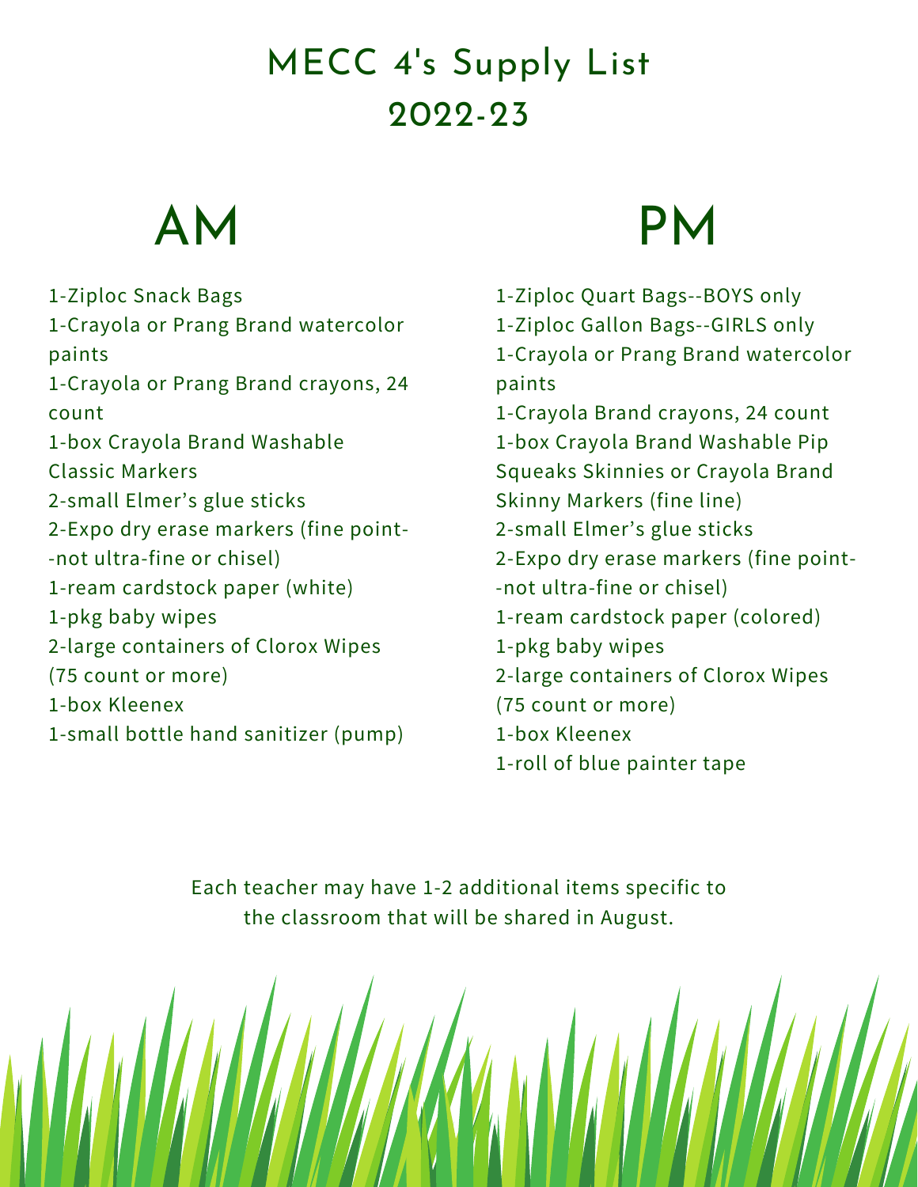# MECC 4's Supply List
# 2022-23

## AM

1-Ziploc Snack Bags
1-Crayola or Prang Brand watercolor paints
1-Crayola or Prang Brand crayons, 24 count
1-box Crayola Brand Washable Classic Markers
2-small Elmer's glue sticks
2-Expo dry erase markers (fine point--not ultra-fine or chisel)
1-ream cardstock paper (white)
1-pkg baby wipes
2-large containers of Clorox Wipes (75 count or more)
1-box Kleenex
1-small bottle hand sanitizer (pump)

## PM

1-Ziploc Quart Bags--BOYS only
1-Ziploc Gallon Bags--GIRLS only
1-Crayola or Prang Brand watercolor paints
1-Crayola Brand crayons, 24 count
1-box Crayola Brand Washable Pip Squeaks Skinnies or Crayola Brand Skinny Markers (fine line)
2-small Elmer's glue sticks
2-Expo dry erase markers (fine point--not ultra-fine or chisel)
1-ream cardstock paper (colored)
1-pkg baby wipes
2-large containers of Clorox Wipes (75 count or more)
1-box Kleenex
1-roll of blue painter tape

Each teacher may have 1-2 additional items specific to the classroom that will be shared in August.